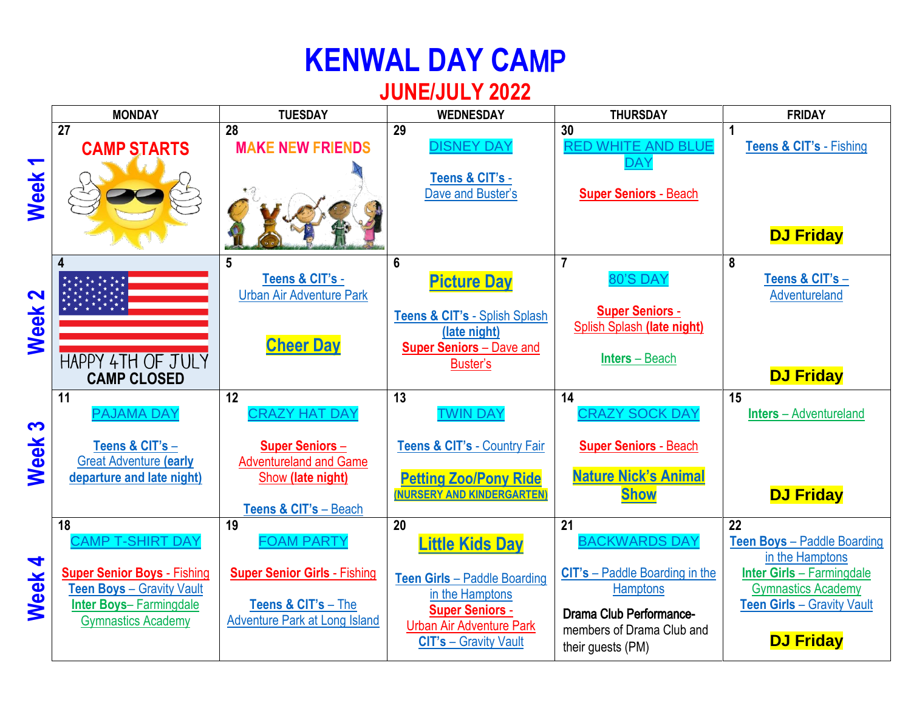# KENWAL DAY CAMP

## JUNE/JULY 2022

| | MONDAY | TUESDAY | WEDNESDAY | THURSDAY | FRIDAY |
|---|---|---|---|---|---|
| **Week 1** | 27<br>**CAMP STARTS** | 28<br>**MAKE NEW FRIENDS** | 29<br>DISNEY DAY<br><br>**Teens & CIT's** - Dave and Buster's | 30<br>RED WHITE AND BLUE DAY<br><br>**Super Seniors** - Beach | 1<br>**Teens & CIT's** - Fishing<br><br>**DJ Friday** |
| **Week 2** | 4<br>HAPPY 4TH OF JULY<br>**CAMP CLOSED** | 5<br>**Teens & CIT's** - Urban Air Adventure Park<br><br>**Cheer Day** | 6<br>**Picture Day**<br><br>**Teens & CIT's** - Splish Splash **(late night)**<br>**Super Seniors** – Dave and Buster's | 7<br>80'S DAY<br><br>**Super Seniors** - Splish Splash **(late night)**<br><br>**Inters** – Beach | 8<br>**Teens & CIT's** – Adventureland<br><br>**DJ Friday** |
| **Week 3** | 11<br>PAJAMA DAY<br><br>**Teens & CIT's** – Great Adventure **(early departure and late night)** | 12<br>CRAZY HAT DAY<br><br>**Super Seniors** – Adventureland and Game Show **(late night)**<br><br>**Teens & CIT's** – Beach | 13<br>TWIN DAY<br><br>**Teens & CIT's** - Country Fair<br><br>**Petting Zoo/Pony Ride**<br>**(NURSERY AND KINDERGARTEN)** | 14<br>CRAZY SOCK DAY<br><br>**Super Seniors** - Beach<br><br>**Nature Nick's Animal Show** | 15<br>**Inters** – Adventureland<br><br>**DJ Friday** |
| **Week 4** | 18<br>CAMP T-SHIRT DAY<br><br>**Super Senior Boys** - Fishing<br>**Teen Boys** – Gravity Vault<br>**Inter Boys**– Farmingdale Gymnastics Academy | 19<br>FOAM PARTY<br><br>**Super Senior Girls** - Fishing<br><br>**Teens & CIT's** – The Adventure Park at Long Island | 20<br>**Little Kids Day**<br><br>**Teen Girls** – Paddle Boarding in the Hamptons<br>**Super Seniors** - Urban Air Adventure Park<br>**CIT's** – Gravity Vault | 21<br>BACKWARDS DAY<br><br>**CIT's** – Paddle Boarding in the Hamptons<br><br>**Drama Club Performance-** members of Drama Club and their guests (PM) | 22<br>**Teen Boys** – Paddle Boarding in the Hamptons<br>**Inter Girls** – Farmingdale Gymnastics Academy<br>**Teen Girls** – Gravity Vault<br><br>**DJ Friday** |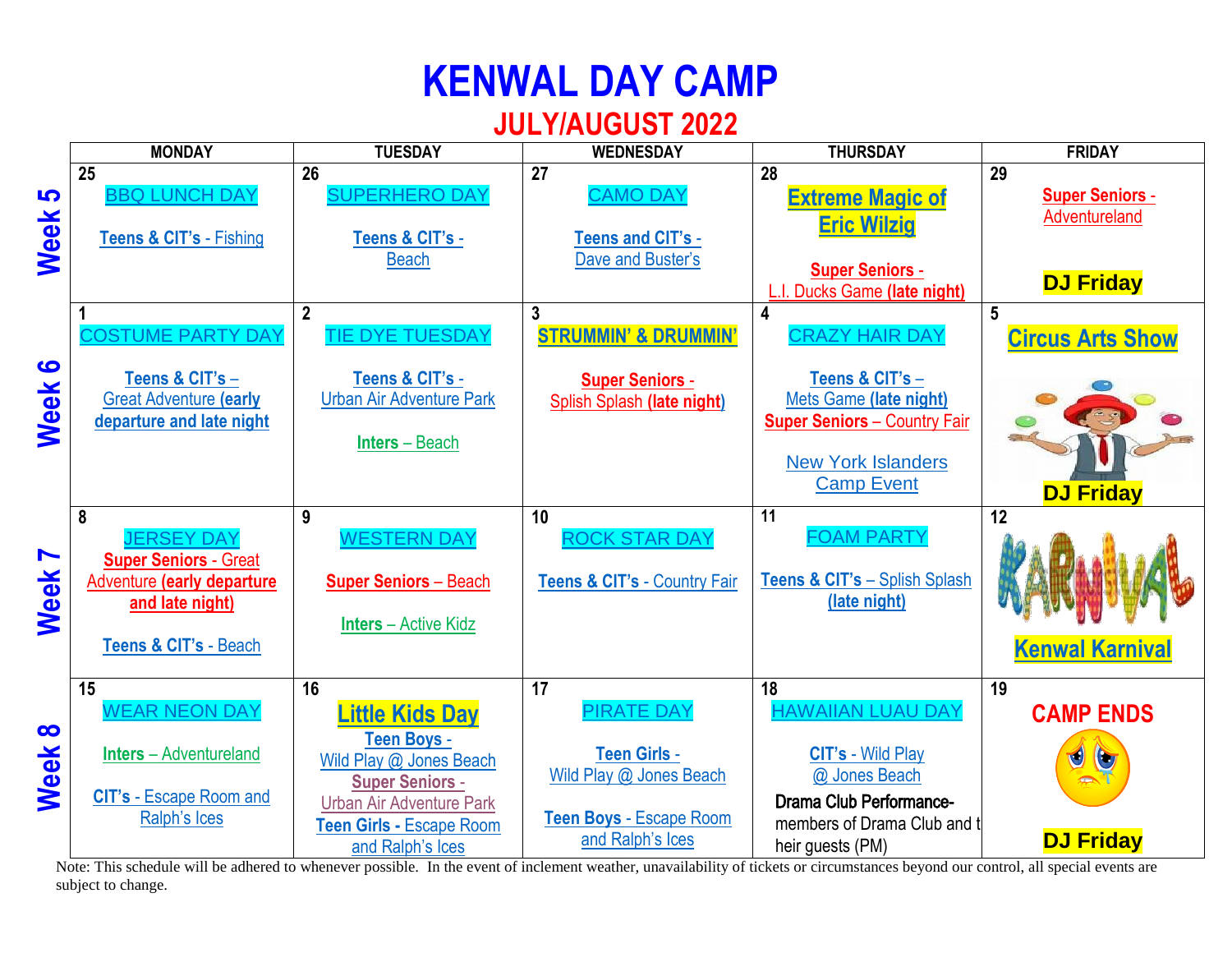# KENWAL DAY CAMP

## JULY/AUGUST 2022

| | MONDAY | TUESDAY | WEDNESDAY | THURSDAY | FRIDAY |
|---|---|---|---|---|---|
| **Week 5** | 25<br>BBQ LUNCH DAY<br><br>**Teens & CIT's** - Fishing | 26<br>SUPERHERO DAY<br><br>**Teens & CIT's** - Beach | 27<br>CAMO DAY<br><br>**Teens and CIT's** - Dave and Buster's | 28<br>**Extreme Magic of Eric Wilzig**<br><br>**Super Seniors** - L.I. Ducks Game **(late night)** | 29<br>**Super Seniors** - Adventureland<br><br>**DJ Friday** |
| **Week 6** | 1<br>COSTUME PARTY DAY<br><br>**Teens & CIT's** – Great Adventure **(early departure and late night** | 2<br>TIE DYE TUESDAY<br><br>**Teens & CIT's** - Urban Air Adventure Park<br><br>**Inters** – Beach | 3<br>**STRUMMIN' & DRUMMIN'**<br><br>**Super Seniors** - Splish Splash **(late night)** | 4<br>CRAZY HAIR DAY<br><br>**Teens & CIT's** – Mets Game **(late night)**<br>**Super Seniors** – Country Fair<br><br>New York Islanders Camp Event | 5<br>**Circus Arts Show**<br><br>**DJ Friday** |
| **Week 7** | 8<br>JERSEY DAY<br>**Super Seniors** - Great Adventure **(early departure and late night)**<br><br>**Teens & CIT's** - Beach | 9<br>WESTERN DAY<br><br>**Super Seniors** – Beach<br><br>**Inters** – Active Kidz | 10<br>ROCK STAR DAY<br><br>**Teens & CIT's** - Country Fair | 11<br>FOAM PARTY<br><br>**Teens & CIT's** – Splish Splash **(late night)** | 12<br>KARNIVAL<br>**Kenwal Karnival** |
| **Week 8** | 15<br>WEAR NEON DAY<br><br>**Inters** – Adventureland<br><br>**CIT's** - Escape Room and Ralph's Ices | 16<br>**Little Kids Day**<br>**Teen Boys** - Wild Play @ Jones Beach<br>**Super Seniors** - Urban Air Adventure Park<br>**Teen Girls** - Escape Room and Ralph's Ices | 17<br>PIRATE DAY<br><br>**Teen Girls** - Wild Play @ Jones Beach<br><br>**Teen Boys** - Escape Room and Ralph's Ices | 18<br>HAWAIIAN LUAU DAY<br><br>**CIT's** - Wild Play @ Jones Beach<br>**Drama Club Performance**- members of Drama Club and their guests (PM) | 19<br>**CAMP ENDS**<br><br>**DJ Friday** |

Note: This schedule will be adhered to whenever possible. In the event of inclement weather, unavailability of tickets or circumstances beyond our control, all special events are subject to change.